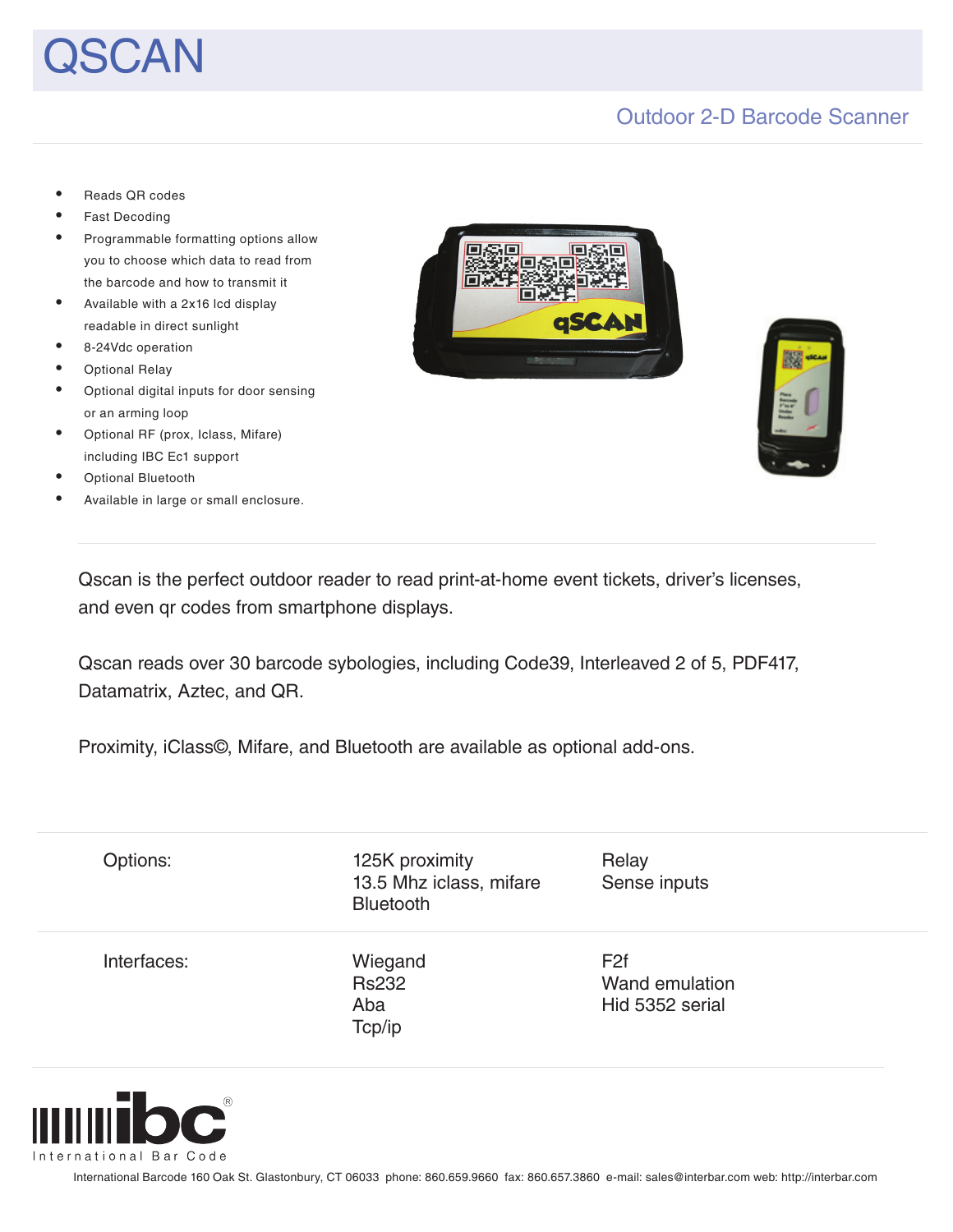# QSCAN

## Outdoor 2-D Barcode Scanner

- Reads QR codes
- Fast Decoding
- Programmable formatting options allow you to choose which data to read from the barcode and how to transmit it
- Available with a 2x16 lcd display readable in direct sunlight
- 8-24Vdc operation
- Optional Relay
- Optional digital inputs for door sensing or an arming loop
- Optional RF (prox, Iclass, Mifare) including IBC Ec1 support
- Optional Bluetooth
- Available in large or small enclosure.

Qscan is the perfect outdoor reader to read print-at-home event tickets, driver's licenses, and even qr codes from smartphone displays.

Qscan reads over 30 barcode sybologies, including Code39, Interleaved 2 of 5, PDF417, Datamatrix, Aztec, and QR.

Proximity, iClass©, Mifare, and Bluetooth are available as optional add-ons.

| | | |
|---|---|---|
| Options: | 125K proximity<br>13.5 Mhz iclass, mifare<br>Bluetooth | Relay<br>Sense inputs |
| Interfaces: | Wiegand<br>Rs232<br>Aba<br>Tcp/ip | F2f<br>Wand emulation<br>Hid 5352 serial |

ibc® International Bar Code

International Barcode 160 Oak St. Glastonbury, CT 06033 phone: 860.659.9660 fax: 860.657.3860 e-mail: sales@interbar.com web: http://interbar.com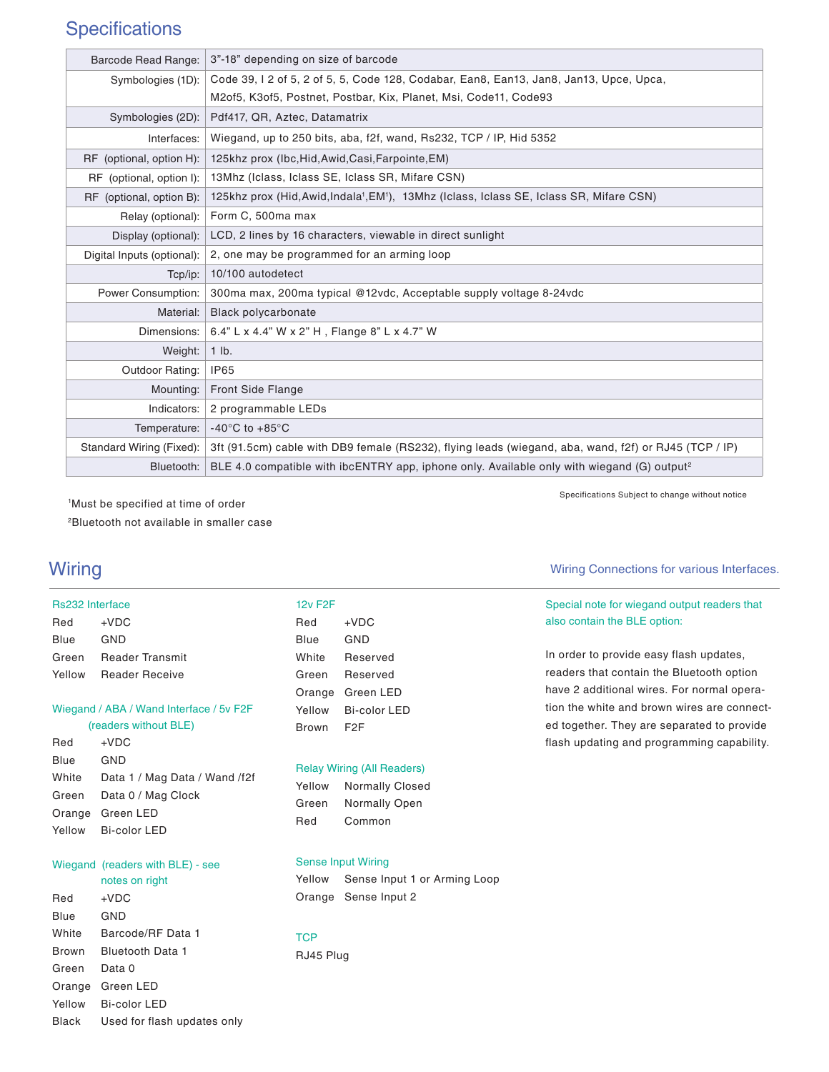## Specifications

| | |
|---|---|
| Barcode Read Range: | 3”-18” depending on size of barcode |
| Symbologies (1D): | Code 39, I 2 of 5, 2 of 5, 5, Code 128, Codabar, Ean8, Ean13, Jan8, Jan13, Upce, Upca, M2of5, K3of5, Postnet, Postbar, Kix, Planet, Msi, Code11, Code93 |
| Symbologies (2D): | Pdf417, QR, Aztec, Datamatrix |
| Interfaces: | Wiegand, up to 250 bits, aba, f2f, wand, Rs232, TCP / IP, Hid 5352 |
| RF (optional, option H): | 125khz prox (Ibc,Hid,Awid,Casi,Farpointe,EM) |
| RF (optional, option I): | 13Mhz (Iclass, Iclass SE, Iclass SR, Mifare CSN) |
| RF (optional, option B): | 125khz prox (Hid,Awid,Indala[1],EM[1]), 13Mhz (Iclass, Iclass SE, Iclass SR, Mifare CSN) |
| Relay (optional): | Form C, 500ma max |
| Display (optional): | LCD, 2 lines by 16 characters, viewable in direct sunlight |
| Digital Inputs (optional): | 2, one may be programmed for an arming loop |
| Tcp/ip: | 10/100 autodetect |
| Power Consumption: | 300ma max, 200ma typical @12vdc, Acceptable supply voltage 8-24vdc |
| Material: | Black polycarbonate |
| Dimensions: | 6.4” L x 4.4” W x 2” H , Flange 8” L x 4.7” W |
| Weight: | 1 lb. |
| Outdoor Rating: | IP65 |
| Mounting: | Front Side Flange |
| Indicators: | 2 programmable LEDs |
| Temperature: | -40°C to +85°C |
| Standard Wiring (Fixed): | 3ft (91.5cm) cable with DB9 female (RS232), flying leads (wiegand, aba, wand, f2f) or RJ45 (TCP / IP) |
| Bluetooth: | BLE 4.0 compatible with ibcENTRY app, iphone only. Available only with wiegand (G) output[2] |

Specifications Subject to change without notice

[1]Must be specified at time of order

[2]Bluetooth not available in smaller case

## Wiring

Wiring Connections for various Interfaces.

**Rs232 Interface**

| | |
|---|---|
| Red | +VDC |
| Blue | GND |
| Green | Reader Transmit |
| Yellow | Reader Receive |

**Wiegand / ABA / Wand Interface / 5v F2F (readers without BLE)**

| | |
|---|---|
| Red | +VDC |
| Blue | GND |
| White | Data 1 / Mag Data / Wand /f2f |
| Green | Data 0 / Mag Clock |
| Orange | Green LED |
| Yellow | Bi-color LED |

**Wiegand (readers with BLE) - see notes on right**

| | |
|---|---|
| Red | +VDC |
| Blue | GND |
| White | Barcode/RF Data 1 |
| Brown | Bluetooth Data 1 |
| Green | Data 0 |
| Orange | Green LED |
| Yellow | Bi-color LED |
| Black | Used for flash updates only |

**12v F2F**

| | |
|---|---|
| Red | +VDC |
| Blue | GND |
| White | Reserved |
| Green | Reserved |
| Orange | Green LED |
| Yellow | Bi-color LED |
| Brown | F2F |

**Relay Wiring (All Readers)**

| | |
|---|---|
| Yellow | Normally Closed |
| Green | Normally Open |
| Red | Common |

**Sense Input Wiring**

| | |
|---|---|
| Yellow | Sense Input 1 or Arming Loop |
| Orange | Sense Input 2 |

**TCP**

RJ45 Plug

**Special note for wiegand output readers that also contain the BLE option:**

In order to provide easy flash updates, readers that contain the Bluetooth option have 2 additional wires. For normal operation the white and brown wires are connected together. They are separated to provide flash updating and programming capability.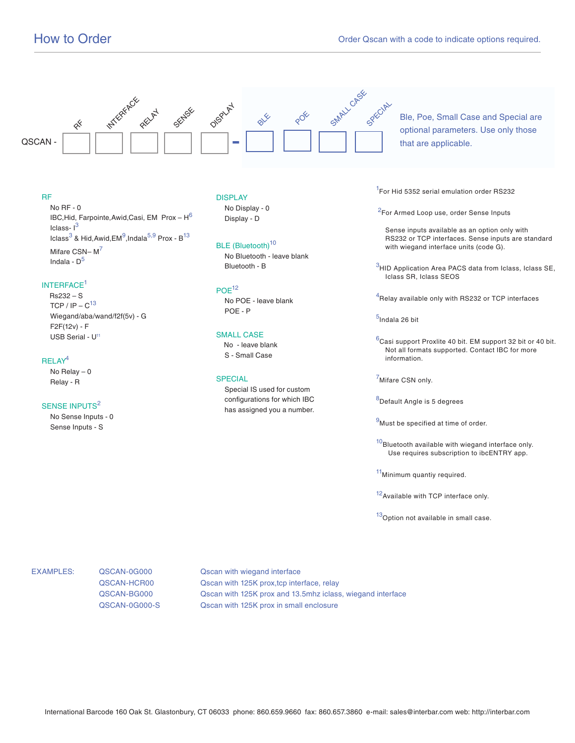# How to Order

Order Qscan with a code to indicate options required.

QSCAN - [RF] [INTERFACE] [RELAY] [SENSE] [DISPLAY] - [BLE] [POE] [SMALL CASE] [SPECIAL]

Ble, Poe, Small Case and Special are optional parameters. Use only those that are applicable.

### RF

- No RF - 0
- IBC,Hid, Farpointe,Awid,Casi, EM Prox – H[6]
- Iclass- I[3]
- Iclass[3] & Hid,Awid,EM[9],Indala[5,9] Prox - B[13]
- Mifare CSN– M[7]
- Indala - D[5]

### INTERFACE[1]

- Rs232 – S
- TCP / IP – C[13]
- Wiegand/aba/wand/f2f(5v) - G
- F2F(12v) - F
- USB Serial - U[11]

### RELAY[4]

- No Relay – 0
- Relay - R

### SENSE INPUTS[2]

- No Sense Inputs - 0
- Sense Inputs - S

### DISPLAY

- No Display - 0
- Display - D

### BLE (Bluetooth)[10]

- No Bluetooth - leave blank
- Bluetooth - B

### POE[12]

- No POE - leave blank
- POE - P

### SMALL CASE

- No - leave blank
- S - Small Case

### SPECIAL

Special IS used for custom configurations for which IBC has assigned you a number.

---

[1] For Hid 5352 serial emulation order RS232

[2] For Armed Loop use, order Sense Inputs

Sense inputs available as an option only with RS232 or TCP interfaces. Sense inputs are standard with wiegand interface units (code G).

[3] HID Application Area PACS data from Iclass, Iclass SE, Iclass SR, Iclass SEOS

[4] Relay available only with RS232 or TCP interfaces

[5] Indala 26 bit

[6] Casi support Proxlite 40 bit. EM support 32 bit or 40 bit. Not all formats supported. Contact IBC for more information.

[7] Mifare CSN only.

[8] Default Angle is 5 degrees

[9] Must be specified at time of order.

[10] Bluetooth available with wiegand interface only. Use requires subscription to ibcENTRY app.

[11] Minimum quantiy required.

[12] Available with TCP interface only.

[13] Option not available in small case.

---

| EXAMPLES: | | |
|---|---|---|
| | QSCAN-0G000 | Qscan with wiegand interface |
| | QSCAN-HCR00 | Qscan with 125K prox,tcp interface, relay |
| | QSCAN-BG000 | Qscan with 125K prox and 13.5mhz iclass, wiegand interface |
| | QSCAN-0G000-S | Qscan with 125K prox in small enclosure |

International Barcode 160 Oak St. Glastonbury, CT 06033 phone: 860.659.9660 fax: 860.657.3860 e-mail: sales@interbar.com web: http://interbar.com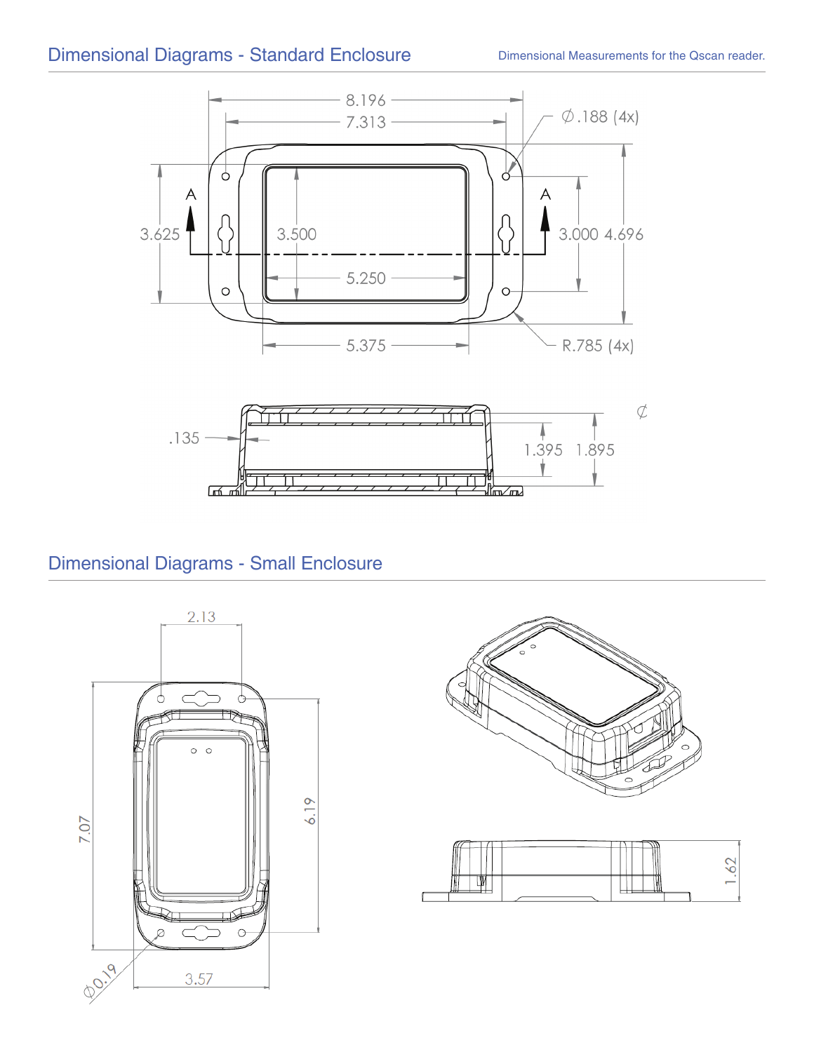## Dimensional Diagrams - Standard Enclosure

Dimensional Measurements for the Qscan reader.

## Dimensional Diagrams - Small Enclosure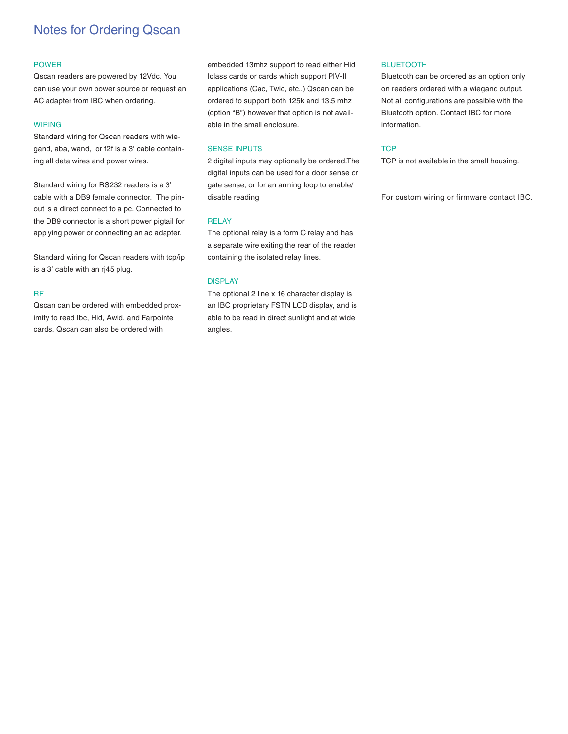# Notes for Ordering Qscan

## POWER

Qscan readers are powered by 12Vdc. You can use your own power source or request an AC adapter from IBC when ordering.

## WIRING

Standard wiring for Qscan readers with wiegand, aba, wand, or f2f is a 3' cable containing all data wires and power wires.

Standard wiring for RS232 readers is a 3' cable with a DB9 female connector. The pinout is a direct connect to a pc. Connected to the DB9 connector is a short power pigtail for applying power or connecting an ac adapter.

Standard wiring for Qscan readers with tcp/ip is a 3' cable with an rj45 plug.

## RF

Qscan can be ordered with embedded proximity to read Ibc, Hid, Awid, and Farpointe cards. Qscan can also be ordered with embedded 13mhz support to read either Hid Iclass cards or cards which support PIV-II applications (Cac, Twic, etc..) Qscan can be ordered to support both 125k and 13.5 mhz (option "B") however that option is not available in the small enclosure.

## SENSE INPUTS

2 digital inputs may optionally be ordered.The digital inputs can be used for a door sense or gate sense, or for an arming loop to enable/disable reading.

## RELAY

The optional relay is a form C relay and has a separate wire exiting the rear of the reader containing the isolated relay lines.

## DISPLAY

The optional 2 line x 16 character display is an IBC proprietary FSTN LCD display, and is able to be read in direct sunlight and at wide angles.

## BLUETOOTH

Bluetooth can be ordered as an option only on readers ordered with a wiegand output. Not all configurations are possible with the Bluetooth option. Contact IBC for more information.

## TCP

TCP is not available in the small housing.

For custom wiring or firmware contact IBC.